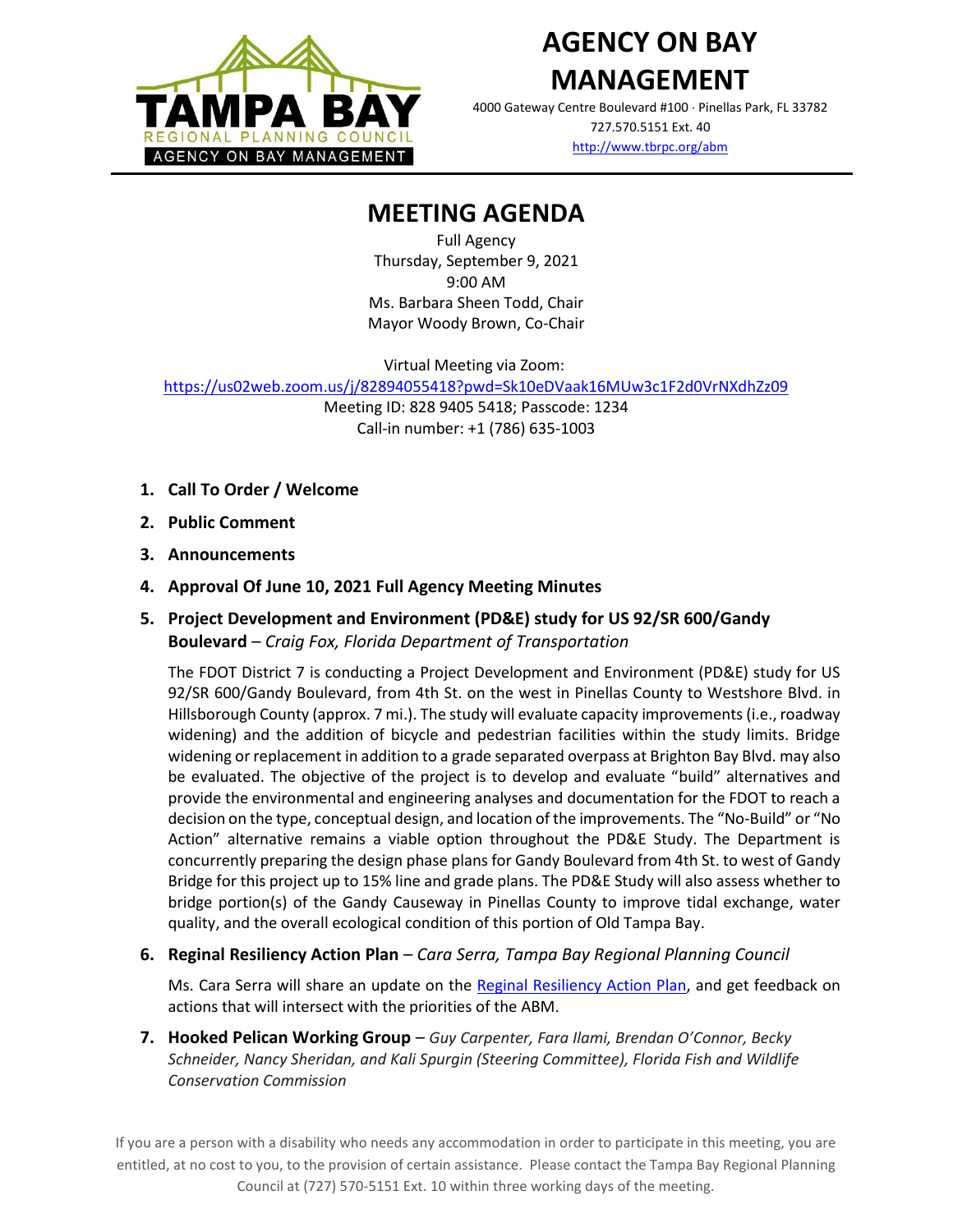# AGENCY ON BAY MANAGEMENT

4000 Gateway Centre Boulevard #100 · Pinellas Park, FL 33782
727.570.5151 Ext. 40
http://www.tbrpc.org/abm

## MEETING AGENDA

Full Agency
Thursday, September 9, 2021
9:00 AM
Ms. Barbara Sheen Todd, Chair
Mayor Woody Brown, Co-Chair

Virtual Meeting via Zoom:
https://us02web.zoom.us/j/82894055418?pwd=Sk10eDVaak16MUw3c1F2d0VrNXdhZz09
Meeting ID: 828 9405 5418; Passcode: 1234
Call-in number: +1 (786) 635-1003

1. **Call To Order / Welcome**
2. **Public Comment**
3. **Announcements**
4. **Approval Of June 10, 2021 Full Agency Meeting Minutes**
5. **Project Development and Environment (PD&E) study for US 92/SR 600/Gandy Boulevard** – *Craig Fox, Florida Department of Transportation*

   The FDOT District 7 is conducting a Project Development and Environment (PD&E) study for US 92/SR 600/Gandy Boulevard, from 4th St. on the west in Pinellas County to Westshore Blvd. in Hillsborough County (approx. 7 mi.). The study will evaluate capacity improvements (i.e., roadway widening) and the addition of bicycle and pedestrian facilities within the study limits. Bridge widening or replacement in addition to a grade separated overpass at Brighton Bay Blvd. may also be evaluated. The objective of the project is to develop and evaluate "build" alternatives and provide the environmental and engineering analyses and documentation for the FDOT to reach a decision on the type, conceptual design, and location of the improvements. The "No-Build" or "No Action" alternative remains a viable option throughout the PD&E Study. The Department is concurrently preparing the design phase plans for Gandy Boulevard from 4th St. to west of Gandy Bridge for this project up to 15% line and grade plans. The PD&E Study will also assess whether to bridge portion(s) of the Gandy Causeway in Pinellas County to improve tidal exchange, water quality, and the overall ecological condition of this portion of Old Tampa Bay.

6. **Reginal Resiliency Action Plan** – *Cara Serra, Tampa Bay Regional Planning Council*

   Ms. Cara Serra will share an update on the Reginal Resiliency Action Plan, and get feedback on actions that will intersect with the priorities of the ABM.

7. **Hooked Pelican Working Group** – *Guy Carpenter, Fara Ilami, Brendan O'Connor, Becky Schneider, Nancy Sheridan, and Kali Spurgin (Steering Committee), Florida Fish and Wildlife Conservation Commission*

If you are a person with a disability who needs any accommodation in order to participate in this meeting, you are entitled, at no cost to you, to the provision of certain assistance. Please contact the Tampa Bay Regional Planning Council at (727) 570-5151 Ext. 10 within three working days of the meeting.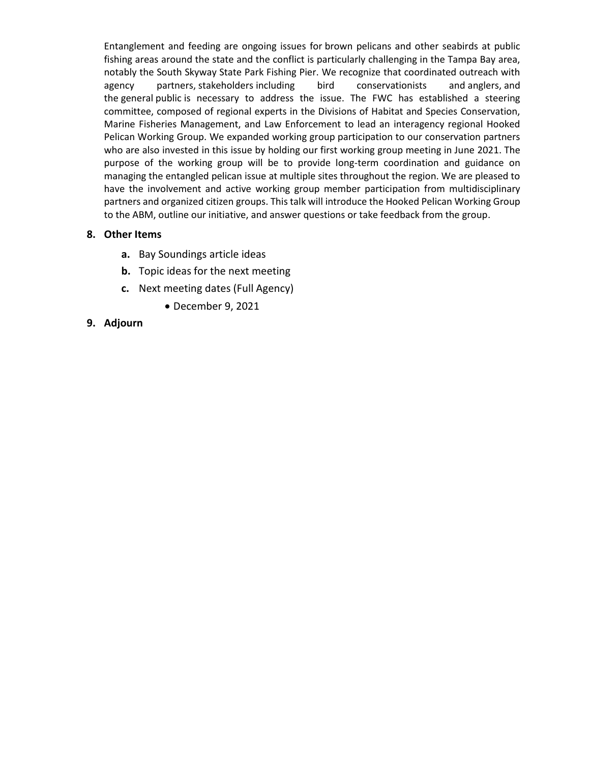Entanglement and feeding are ongoing issues for brown pelicans and other seabirds at public fishing areas around the state and the conflict is particularly challenging in the Tampa Bay area, notably the South Skyway State Park Fishing Pier. We recognize that coordinated outreach with agency partners, stakeholders including bird conservationists and anglers, and the general public is necessary to address the issue. The FWC has established a steering committee, composed of regional experts in the Divisions of Habitat and Species Conservation, Marine Fisheries Management, and Law Enforcement to lead an interagency regional Hooked Pelican Working Group. We expanded working group participation to our conservation partners who are also invested in this issue by holding our first working group meeting in June 2021. The purpose of the working group will be to provide long-term coordination and guidance on managing the entangled pelican issue at multiple sites throughout the region. We are pleased to have the involvement and active working group member participation from multidisciplinary partners and organized citizen groups. This talk will introduce the Hooked Pelican Working Group to the ABM, outline our initiative, and answer questions or take feedback from the group.

**8. Other Items**

- **a.** Bay Soundings article ideas
- **b.** Topic ideas for the next meeting
- **c.** Next meeting dates (Full Agency)
  - December 9, 2021

**9. Adjourn**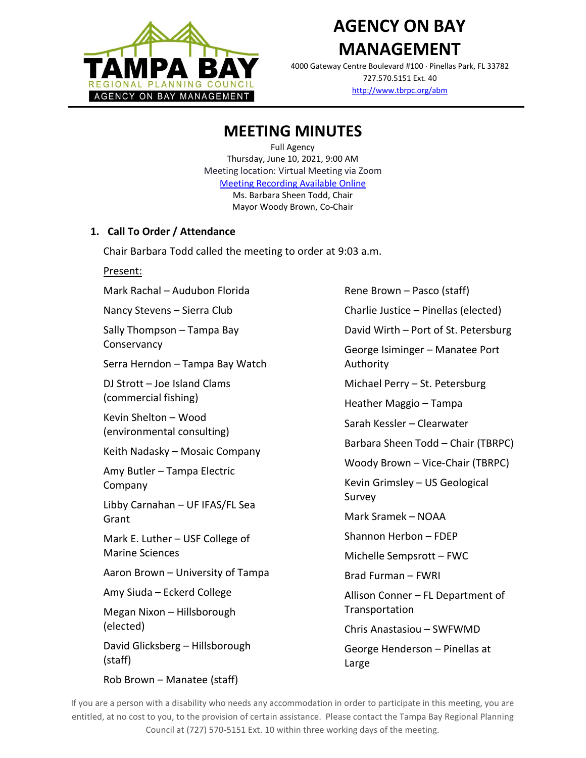# AGENCY ON BAY MANAGEMENT

4000 Gateway Centre Boulevard #100 · Pinellas Park, FL 33782
727.570.5151 Ext. 40
[http://www.tbrpc.org/abm](http://www.tbrpc.org/abm)

## MEETING MINUTES

Full Agency
Thursday, June 10, 2021, 9:00 AM
Meeting location: Virtual Meeting via Zoom
Meeting Recording Available Online
Ms. Barbara Sheen Todd, Chair
Mayor Woody Brown, Co-Chair

### 1. Call To Order / Attendance

Chair Barbara Todd called the meeting to order at 9:03 a.m.

Present:

- Mark Rachal – Audubon Florida
- Nancy Stevens – Sierra Club
- Sally Thompson – Tampa Bay Conservancy
- Serra Herndon – Tampa Bay Watch
- DJ Strott – Joe Island Clams (commercial fishing)
- Kevin Shelton – Wood (environmental consulting)
- Keith Nadasky – Mosaic Company
- Amy Butler – Tampa Electric Company
- Libby Carnahan – UF IFAS/FL Sea Grant
- Mark E. Luther – USF College of Marine Sciences
- Aaron Brown – University of Tampa
- Amy Siuda – Eckerd College
- Megan Nixon – Hillsborough (elected)
- David Glicksberg – Hillsborough (staff)
- Rob Brown – Manatee (staff)
- Rene Brown – Pasco (staff)
- Charlie Justice – Pinellas (elected)
- David Wirth – Port of St. Petersburg
- George Isiminger – Manatee Port Authority
- Michael Perry – St. Petersburg
- Heather Maggio – Tampa
- Sarah Kessler – Clearwater
- Barbara Sheen Todd – Chair (TBRPC)
- Woody Brown – Vice-Chair (TBRPC)
- Kevin Grimsley – US Geological Survey
- Mark Sramek – NOAA
- Shannon Herbon – FDEP
- Michelle Sempsrott – FWC
- Brad Furman – FWRI
- Allison Conner – FL Department of Transportation
- Chris Anastasiou – SWFWMD
- George Henderson – Pinellas at Large

If you are a person with a disability who needs any accommodation in order to participate in this meeting, you are entitled, at no cost to you, to the provision of certain assistance. Please contact the Tampa Bay Regional Planning Council at (727) 570-5151 Ext. 10 within three working days of the meeting.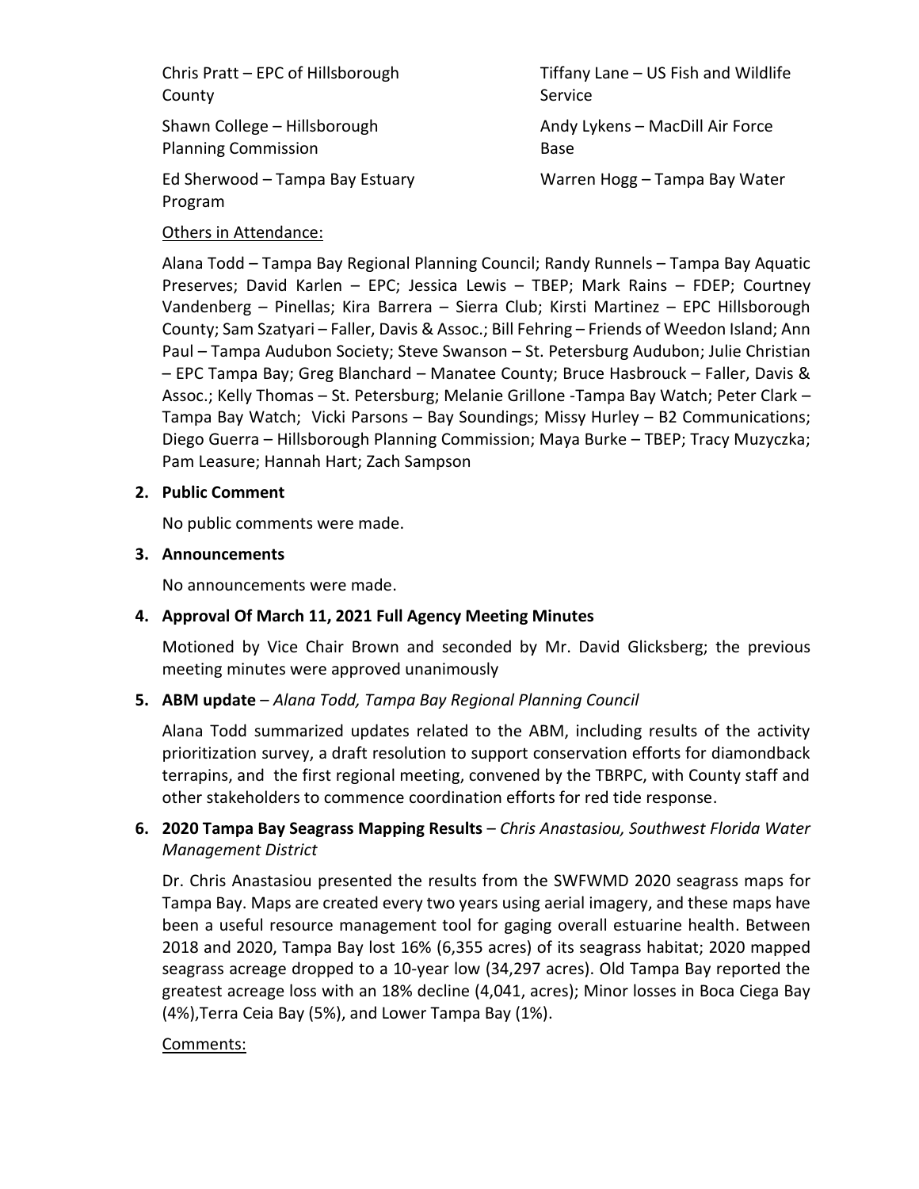Chris Pratt – EPC of Hillsborough County

Shawn College – Hillsborough Planning Commission

Ed Sherwood – Tampa Bay Estuary Program

Tiffany Lane – US Fish and Wildlife Service

Andy Lykens – MacDill Air Force Base

Warren Hogg – Tampa Bay Water

Others in Attendance:

Alana Todd – Tampa Bay Regional Planning Council; Randy Runnels – Tampa Bay Aquatic Preserves; David Karlen – EPC; Jessica Lewis – TBEP; Mark Rains – FDEP; Courtney Vandenberg – Pinellas; Kira Barrera – Sierra Club; Kirsti Martinez – EPC Hillsborough County; Sam Szatyari – Faller, Davis & Assoc.; Bill Fehring – Friends of Weedon Island; Ann Paul – Tampa Audubon Society; Steve Swanson – St. Petersburg Audubon; Julie Christian – EPC Tampa Bay; Greg Blanchard – Manatee County; Bruce Hasbrouck – Faller, Davis & Assoc.; Kelly Thomas – St. Petersburg; Melanie Grillone -Tampa Bay Watch; Peter Clark – Tampa Bay Watch; Vicki Parsons – Bay Soundings; Missy Hurley – B2 Communications; Diego Guerra – Hillsborough Planning Commission; Maya Burke – TBEP; Tracy Muzyczka; Pam Leasure; Hannah Hart; Zach Sampson

**2. Public Comment**

No public comments were made.

**3. Announcements**

No announcements were made.

**4. Approval Of March 11, 2021 Full Agency Meeting Minutes**

Motioned by Vice Chair Brown and seconded by Mr. David Glicksberg; the previous meeting minutes were approved unanimously

**5. ABM update** – *Alana Todd, Tampa Bay Regional Planning Council*

Alana Todd summarized updates related to the ABM, including results of the activity prioritization survey, a draft resolution to support conservation efforts for diamondback terrapins, and the first regional meeting, convened by the TBRPC, with County staff and other stakeholders to commence coordination efforts for red tide response.

**6. 2020 Tampa Bay Seagrass Mapping Results** – *Chris Anastasiou, Southwest Florida Water Management District*

Dr. Chris Anastasiou presented the results from the SWFWMD 2020 seagrass maps for Tampa Bay. Maps are created every two years using aerial imagery, and these maps have been a useful resource management tool for gaging overall estuarine health. Between 2018 and 2020, Tampa Bay lost 16% (6,355 acres) of its seagrass habitat; 2020 mapped seagrass acreage dropped to a 10-year low (34,297 acres). Old Tampa Bay reported the greatest acreage loss with an 18% decline (4,041, acres); Minor losses in Boca Ciega Bay (4%),Terra Ceia Bay (5%), and Lower Tampa Bay (1%).

Comments: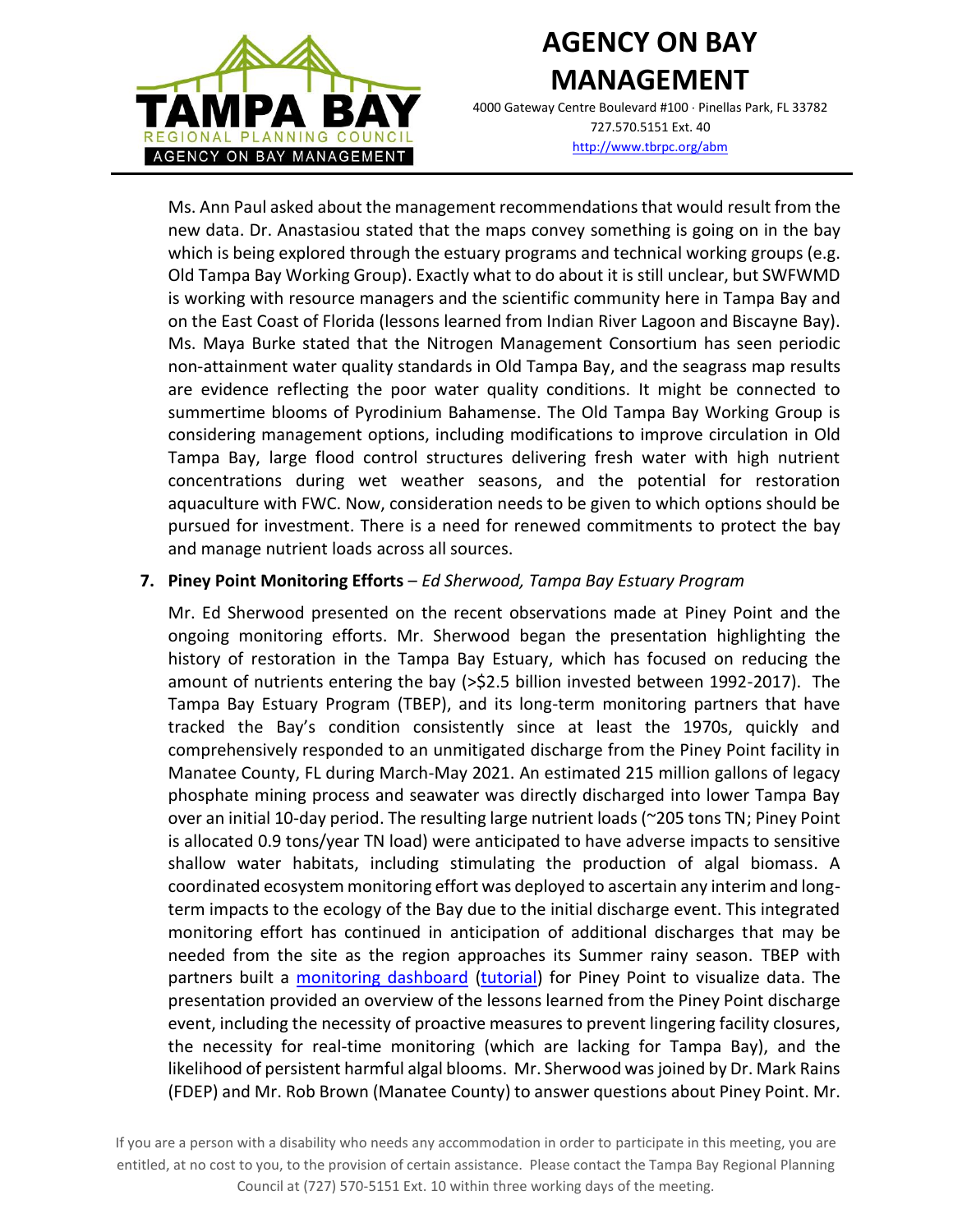Ms. Ann Paul asked about the management recommendations that would result from the new data. Dr. Anastasiou stated that the maps convey something is going on in the bay which is being explored through the estuary programs and technical working groups (e.g. Old Tampa Bay Working Group). Exactly what to do about it is still unclear, but SWFWMD is working with resource managers and the scientific community here in Tampa Bay and on the East Coast of Florida (lessons learned from Indian River Lagoon and Biscayne Bay). Ms. Maya Burke stated that the Nitrogen Management Consortium has seen periodic non-attainment water quality standards in Old Tampa Bay, and the seagrass map results are evidence reflecting the poor water quality conditions. It might be connected to summertime blooms of Pyrodinium Bahamense. The Old Tampa Bay Working Group is considering management options, including modifications to improve circulation in Old Tampa Bay, large flood control structures delivering fresh water with high nutrient concentrations during wet weather seasons, and the potential for restoration aquaculture with FWC. Now, consideration needs to be given to which options should be pursued for investment. There is a need for renewed commitments to protect the bay and manage nutrient loads across all sources.

7. **Piney Point Monitoring Efforts** – *Ed Sherwood, Tampa Bay Estuary Program*

   Mr. Ed Sherwood presented on the recent observations made at Piney Point and the ongoing monitoring efforts. Mr. Sherwood began the presentation highlighting the history of restoration in the Tampa Bay Estuary, which has focused on reducing the amount of nutrients entering the bay (>$2.5 billion invested between 1992-2017). The Tampa Bay Estuary Program (TBEP), and its long-term monitoring partners that have tracked the Bay's condition consistently since at least the 1970s, quickly and comprehensively responded to an unmitigated discharge from the Piney Point facility in Manatee County, FL during March-May 2021. An estimated 215 million gallons of legacy phosphate mining process and seawater was directly discharged into lower Tampa Bay over an initial 10-day period. The resulting large nutrient loads (~205 tons TN; Piney Point is allocated 0.9 tons/year TN load) were anticipated to have adverse impacts to sensitive shallow water habitats, including stimulating the production of algal biomass. A coordinated ecosystem monitoring effort was deployed to ascertain any interim and long-term impacts to the ecology of the Bay due to the initial discharge event. This integrated monitoring effort has continued in anticipation of additional discharges that may be needed from the site as the region approaches its Summer rainy season. TBEP with partners built a monitoring dashboard (tutorial) for Piney Point to visualize data. The presentation provided an overview of the lessons learned from the Piney Point discharge event, including the necessity of proactive measures to prevent lingering facility closures, the necessity for real-time monitoring (which are lacking for Tampa Bay), and the likelihood of persistent harmful algal blooms. Mr. Sherwood was joined by Dr. Mark Rains (FDEP) and Mr. Rob Brown (Manatee County) to answer questions about Piney Point. Mr.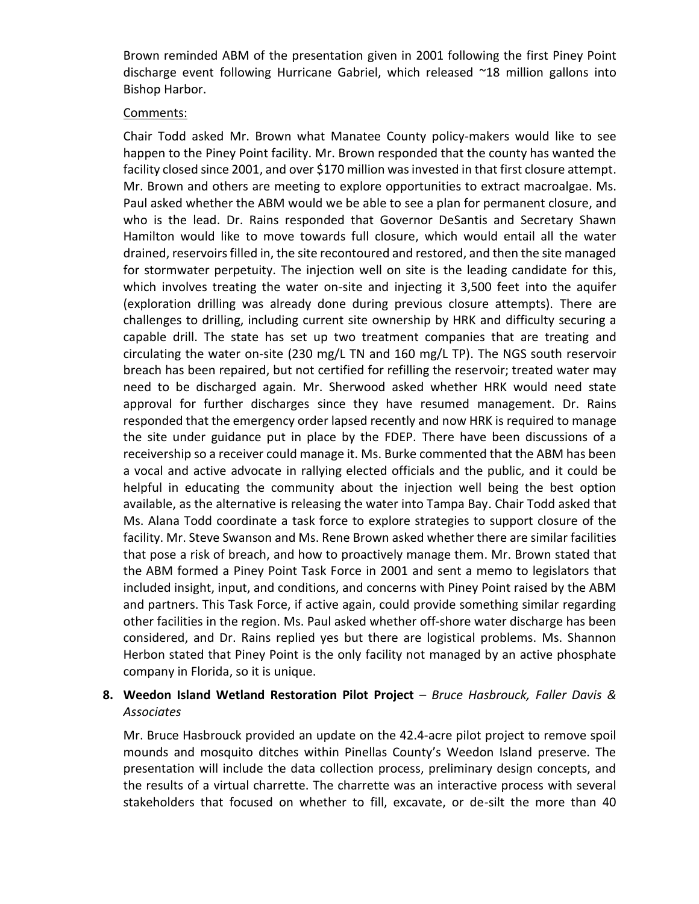Brown reminded ABM of the presentation given in 2001 following the first Piney Point discharge event following Hurricane Gabriel, which released ~18 million gallons into Bishop Harbor.

Comments:

Chair Todd asked Mr. Brown what Manatee County policy-makers would like to see happen to the Piney Point facility. Mr. Brown responded that the county has wanted the facility closed since 2001, and over $170 million was invested in that first closure attempt. Mr. Brown and others are meeting to explore opportunities to extract macroalgae. Ms. Paul asked whether the ABM would we be able to see a plan for permanent closure, and who is the lead. Dr. Rains responded that Governor DeSantis and Secretary Shawn Hamilton would like to move towards full closure, which would entail all the water drained, reservoirs filled in, the site recontoured and restored, and then the site managed for stormwater perpetuity. The injection well on site is the leading candidate for this, which involves treating the water on-site and injecting it 3,500 feet into the aquifer (exploration drilling was already done during previous closure attempts). There are challenges to drilling, including current site ownership by HRK and difficulty securing a capable drill. The state has set up two treatment companies that are treating and circulating the water on-site (230 mg/L TN and 160 mg/L TP). The NGS south reservoir breach has been repaired, but not certified for refilling the reservoir; treated water may need to be discharged again. Mr. Sherwood asked whether HRK would need state approval for further discharges since they have resumed management. Dr. Rains responded that the emergency order lapsed recently and now HRK is required to manage the site under guidance put in place by the FDEP. There have been discussions of a receivership so a receiver could manage it. Ms. Burke commented that the ABM has been a vocal and active advocate in rallying elected officials and the public, and it could be helpful in educating the community about the injection well being the best option available, as the alternative is releasing the water into Tampa Bay. Chair Todd asked that Ms. Alana Todd coordinate a task force to explore strategies to support closure of the facility. Mr. Steve Swanson and Ms. Rene Brown asked whether there are similar facilities that pose a risk of breach, and how to proactively manage them. Mr. Brown stated that the ABM formed a Piney Point Task Force in 2001 and sent a memo to legislators that included insight, input, and conditions, and concerns with Piney Point raised by the ABM and partners. This Task Force, if active again, could provide something similar regarding other facilities in the region. Ms. Paul asked whether off-shore water discharge has been considered, and Dr. Rains replied yes but there are logistical problems. Ms. Shannon Herbon stated that Piney Point is the only facility not managed by an active phosphate company in Florida, so it is unique.

8. **Weedon Island Wetland Restoration Pilot Project** – *Bruce Hasbrouck, Faller Davis & Associates*

   Mr. Bruce Hasbrouck provided an update on the 42.4-acre pilot project to remove spoil mounds and mosquito ditches within Pinellas County's Weedon Island preserve. The presentation will include the data collection process, preliminary design concepts, and the results of a virtual charrette. The charrette was an interactive process with several stakeholders that focused on whether to fill, excavate, or de-silt the more than 40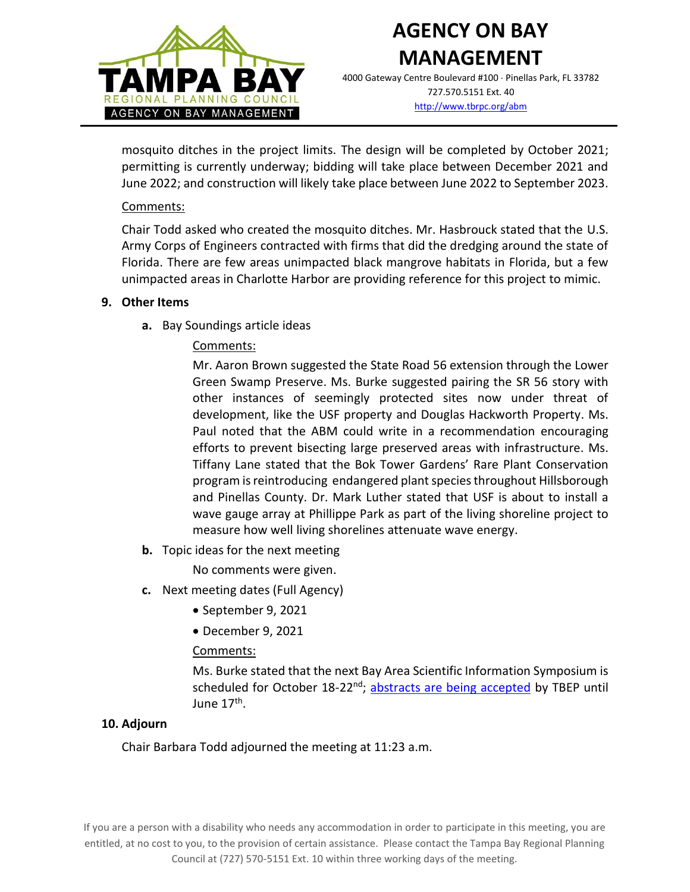mosquito ditches in the project limits. The design will be completed by October 2021; permitting is currently underway; bidding will take place between December 2021 and June 2022; and construction will likely take place between June 2022 to September 2023.

Comments:

Chair Todd asked who created the mosquito ditches. Mr. Hasbrouck stated that the U.S. Army Corps of Engineers contracted with firms that did the dredging around the state of Florida. There are few areas unimpacted black mangrove habitats in Florida, but a few unimpacted areas in Charlotte Harbor are providing reference for this project to mimic.

**9. Other Items**

**a.** Bay Soundings article ideas

Comments:

Mr. Aaron Brown suggested the State Road 56 extension through the Lower Green Swamp Preserve. Ms. Burke suggested pairing the SR 56 story with other instances of seemingly protected sites now under threat of development, like the USF property and Douglas Hackworth Property. Ms. Paul noted that the ABM could write in a recommendation encouraging efforts to prevent bisecting large preserved areas with infrastructure. Ms. Tiffany Lane stated that the Bok Tower Gardens' Rare Plant Conservation program is reintroducing endangered plant species throughout Hillsborough and Pinellas County. Dr. Mark Luther stated that USF is about to install a wave gauge array at Phillippe Park as part of the living shoreline project to measure how well living shorelines attenuate wave energy.

**b.** Topic ideas for the next meeting

No comments were given.

**c.** Next meeting dates (Full Agency)

- September 9, 2021
- December 9, 2021

Comments:

Ms. Burke stated that the next Bay Area Scientific Information Symposium is scheduled for October 18-22nd; abstracts are being accepted by TBEP until June 17th.

**10. Adjourn**

Chair Barbara Todd adjourned the meeting at 11:23 a.m.

If you are a person with a disability who needs any accommodation in order to participate in this meeting, you are entitled, at no cost to you, to the provision of certain assistance. Please contact the Tampa Bay Regional Planning Council at (727) 570-5151 Ext. 10 within three working days of the meeting.